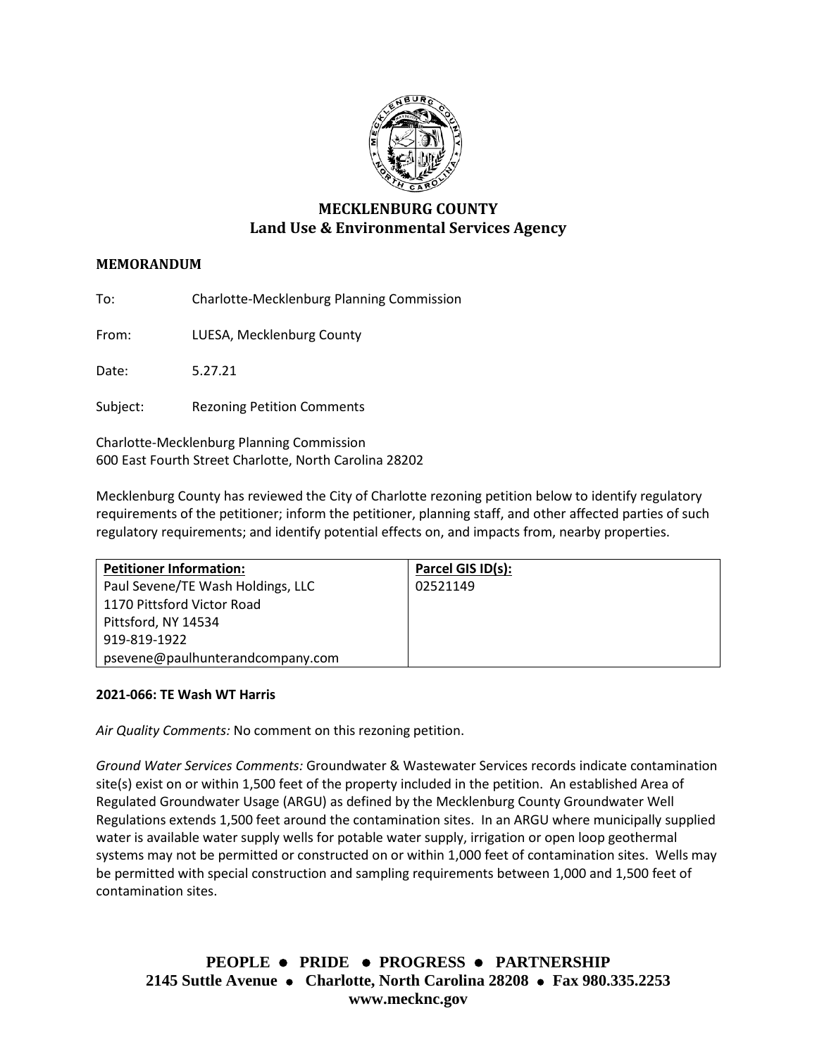# MECKLENBURG COUNTY
## Land Use & Environmental Services Agency

**MEMORANDUM**

To: Charlotte-Mecklenburg Planning Commission

From: LUESA, Mecklenburg County

Date: 5.27.21

Subject: Rezoning Petition Comments

Charlotte-Mecklenburg Planning Commission
600 East Fourth Street Charlotte, North Carolina 28202

Mecklenburg County has reviewed the City of Charlotte rezoning petition below to identify regulatory requirements of the petitioner; inform the petitioner, planning staff, and other affected parties of such regulatory requirements; and identify potential effects on, and impacts from, nearby properties.

| Petitioner Information: | Parcel GIS ID(s): |
|---|---|
| Paul Sevene/TE Wash Holdings, LLC<br>1170 Pittsford Victor Road<br>Pittsford, NY 14534<br>919-819-1922<br>psevene@paulhunterandcompany.com | 02521149 |

**2021-066: TE Wash WT Harris**

*Air Quality Comments:* No comment on this rezoning petition.

*Ground Water Services Comments:* Groundwater & Wastewater Services records indicate contamination site(s) exist on or within 1,500 feet of the property included in the petition. An established Area of Regulated Groundwater Usage (ARGU) as defined by the Mecklenburg County Groundwater Well Regulations extends 1,500 feet around the contamination sites. In an ARGU where municipally supplied water is available water supply wells for potable water supply, irrigation or open loop geothermal systems may not be permitted or constructed on or within 1,000 feet of contamination sites. Wells may be permitted with special construction and sampling requirements between 1,000 and 1,500 feet of contamination sites.

**PEOPLE • PRIDE • PROGRESS • PARTNERSHIP**
**2145 Suttle Avenue • Charlotte, North Carolina 28208 • Fax 980.335.2253**
**www.mecknc.gov**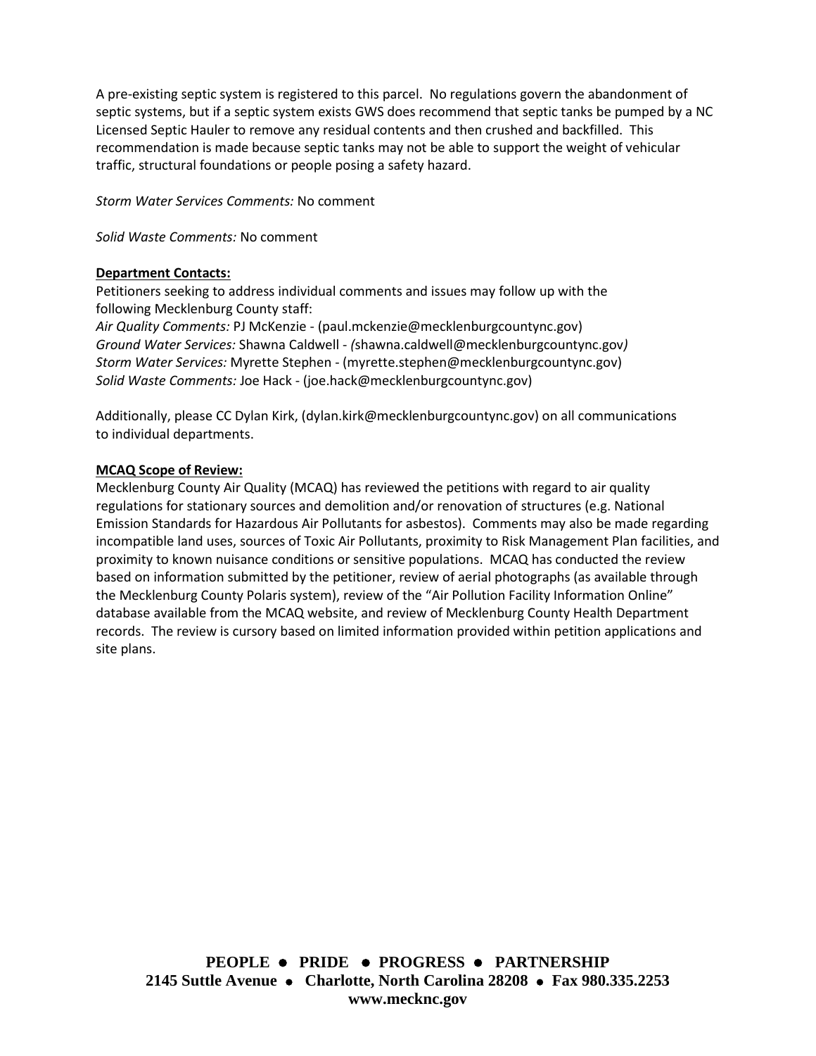A pre-existing septic system is registered to this parcel. No regulations govern the abandonment of septic systems, but if a septic system exists GWS does recommend that septic tanks be pumped by a NC Licensed Septic Hauler to remove any residual contents and then crushed and backfilled. This recommendation is made because septic tanks may not be able to support the weight of vehicular traffic, structural foundations or people posing a safety hazard.

*Storm Water Services Comments:* No comment

*Solid Waste Comments:* No comment

**Department Contacts:**

Petitioners seeking to address individual comments and issues may follow up with the following Mecklenburg County staff:
*Air Quality Comments:* PJ McKenzie - (paul.mckenzie@mecklenburgcountync.gov)
*Ground Water Services:* Shawna Caldwell - *(*shawna.caldwell@mecklenburgcountync.gov*)*
*Storm Water Services:* Myrette Stephen - (myrette.stephen@mecklenburgcountync.gov)
*Solid Waste Comments:* Joe Hack - (joe.hack@mecklenburgcountync.gov)

Additionally, please CC Dylan Kirk, (dylan.kirk@mecklenburgcountync.gov) on all communications to individual departments.

**MCAQ Scope of Review:**

Mecklenburg County Air Quality (MCAQ) has reviewed the petitions with regard to air quality regulations for stationary sources and demolition and/or renovation of structures (e.g. National Emission Standards for Hazardous Air Pollutants for asbestos). Comments may also be made regarding incompatible land uses, sources of Toxic Air Pollutants, proximity to Risk Management Plan facilities, and proximity to known nuisance conditions or sensitive populations. MCAQ has conducted the review based on information submitted by the petitioner, review of aerial photographs (as available through the Mecklenburg County Polaris system), review of the "Air Pollution Facility Information Online" database available from the MCAQ website, and review of Mecklenburg County Health Department records. The review is cursory based on limited information provided within petition applications and site plans.

**PEOPLE • PRIDE • PROGRESS • PARTNERSHIP**
**2145 Suttle Avenue • Charlotte, North Carolina 28208 • Fax 980.335.2253**
**www.mecknc.gov**